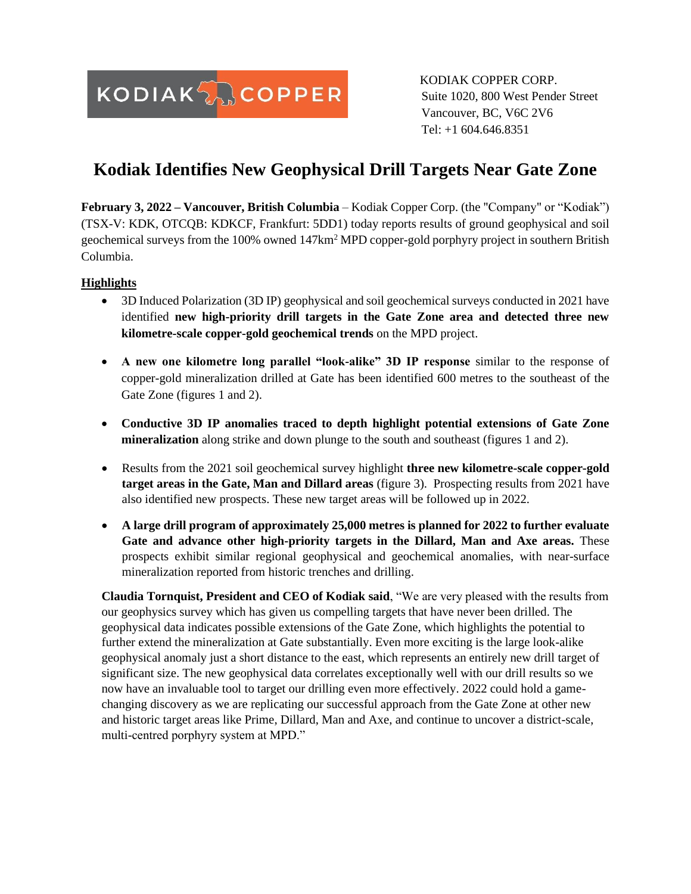KODIAK COPPER CORP.
Suite 1020, 800 West Pender Street
Vancouver, BC, V6C 2V6
Tel: +1 604.646.8351

# Kodiak Identifies New Geophysical Drill Targets Near Gate Zone

**February 3, 2022 – Vancouver, British Columbia** – Kodiak Copper Corp. (the "Company" or "Kodiak") (TSX-V: KDK, OTCQB: KDKCF, Frankfurt: 5DD1) today reports results of ground geophysical and soil geochemical surveys from the 100% owned 147km$^2$ MPD copper-gold porphyry project in southern British Columbia.

## Highlights

- 3D Induced Polarization (3D IP) geophysical and soil geochemical surveys conducted in 2021 have identified **new high-priority drill targets in the Gate Zone area and detected three new kilometre-scale copper-gold geochemical trends** on the MPD project.
- **A new one kilometre long parallel "look-alike" 3D IP response** similar to the response of copper-gold mineralization drilled at Gate has been identified 600 metres to the southeast of the Gate Zone (figures 1 and 2).
- **Conductive 3D IP anomalies traced to depth highlight potential extensions of Gate Zone mineralization** along strike and down plunge to the south and southeast (figures 1 and 2).
- Results from the 2021 soil geochemical survey highlight **three new kilometre-scale copper-gold target areas in the Gate, Man and Dillard areas** (figure 3). Prospecting results from 2021 have also identified new prospects. These new target areas will be followed up in 2022.
- **A large drill program of approximately 25,000 metres is planned for 2022 to further evaluate Gate and advance other high-priority targets in the Dillard, Man and Axe areas.** These prospects exhibit similar regional geophysical and geochemical anomalies, with near-surface mineralization reported from historic trenches and drilling.

**Claudia Tornquist, President and CEO of Kodiak said**, "We are very pleased with the results from our geophysics survey which has given us compelling targets that have never been drilled. The geophysical data indicates possible extensions of the Gate Zone, which highlights the potential to further extend the mineralization at Gate substantially. Even more exciting is the large look-alike geophysical anomaly just a short distance to the east, which represents an entirely new drill target of significant size. The new geophysical data correlates exceptionally well with our drill results so we now have an invaluable tool to target our drilling even more effectively. 2022 could hold a game-changing discovery as we are replicating our successful approach from the Gate Zone at other new and historic target areas like Prime, Dillard, Man and Axe, and continue to uncover a district-scale, multi-centred porphyry system at MPD."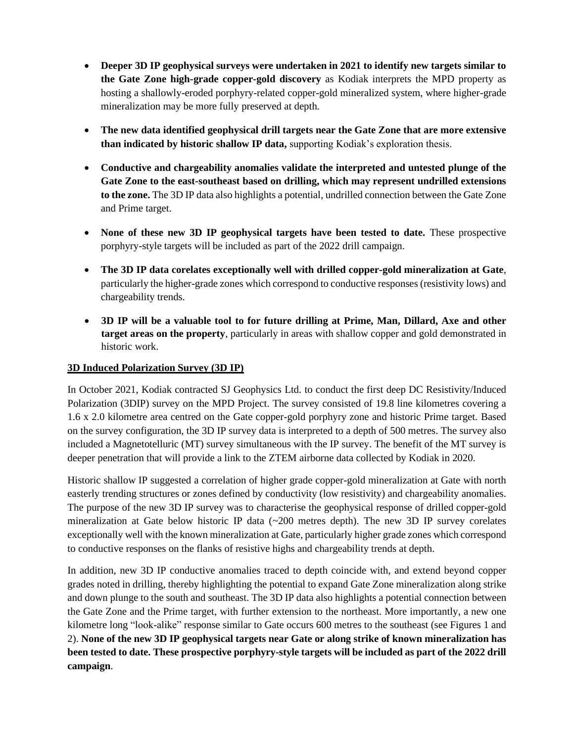- **Deeper 3D IP geophysical surveys were undertaken in 2021 to identify new targets similar to the Gate Zone high-grade copper-gold discovery** as Kodiak interprets the MPD property as hosting a shallowly-eroded porphyry-related copper-gold mineralized system, where higher-grade mineralization may be more fully preserved at depth.

- **The new data identified geophysical drill targets near the Gate Zone that are more extensive than indicated by historic shallow IP data,** supporting Kodiak's exploration thesis.

- **Conductive and chargeability anomalies validate the interpreted and untested plunge of the Gate Zone to the east-southeast based on drilling, which may represent undrilled extensions to the zone.** The 3D IP data also highlights a potential, undrilled connection between the Gate Zone and Prime target.

- **None of these new 3D IP geophysical targets have been tested to date.** These prospective porphyry-style targets will be included as part of the 2022 drill campaign.

- **The 3D IP data corelates exceptionally well with drilled copper-gold mineralization at Gate**, particularly the higher-grade zones which correspond to conductive responses (resistivity lows) and chargeability trends.

- **3D IP will be a valuable tool to for future drilling at Prime, Man, Dillard, Axe and other target areas on the property**, particularly in areas with shallow copper and gold demonstrated in historic work.

**3D Induced Polarization Survey (3D IP)**

In October 2021, Kodiak contracted SJ Geophysics Ltd. to conduct the first deep DC Resistivity/Induced Polarization (3DIP) survey on the MPD Project. The survey consisted of 19.8 line kilometres covering a 1.6 x 2.0 kilometre area centred on the Gate copper-gold porphyry zone and historic Prime target. Based on the survey configuration, the 3D IP survey data is interpreted to a depth of 500 metres. The survey also included a Magnetotelluric (MT) survey simultaneous with the IP survey. The benefit of the MT survey is deeper penetration that will provide a link to the ZTEM airborne data collected by Kodiak in 2020.

Historic shallow IP suggested a correlation of higher grade copper-gold mineralization at Gate with north easterly trending structures or zones defined by conductivity (low resistivity) and chargeability anomalies. The purpose of the new 3D IP survey was to characterise the geophysical response of drilled copper-gold mineralization at Gate below historic IP data (~200 metres depth). The new 3D IP survey corelates exceptionally well with the known mineralization at Gate, particularly higher grade zones which correspond to conductive responses on the flanks of resistive highs and chargeability trends at depth.

In addition, new 3D IP conductive anomalies traced to depth coincide with, and extend beyond copper grades noted in drilling, thereby highlighting the potential to expand Gate Zone mineralization along strike and down plunge to the south and southeast. The 3D IP data also highlights a potential connection between the Gate Zone and the Prime target, with further extension to the northeast. More importantly, a new one kilometre long "look-alike" response similar to Gate occurs 600 metres to the southeast (see Figures 1 and 2). **None of the new 3D IP geophysical targets near Gate or along strike of known mineralization has been tested to date. These prospective porphyry-style targets will be included as part of the 2022 drill campaign**.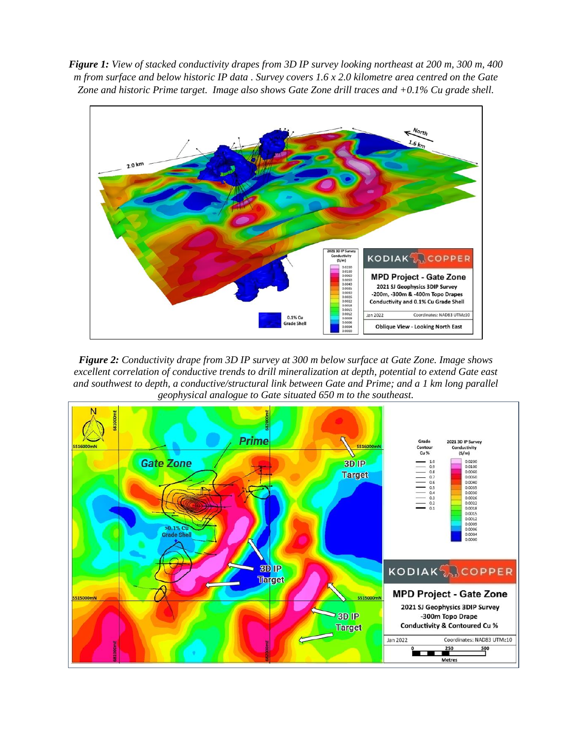***Figure 1:*** *View of stacked conductivity drapes from 3D IP survey looking northeast at 200 m, 300 m, 400 m from surface and below historic IP data . Survey covers 1.6 x 2.0 kilometre area centred on the Gate Zone and historic Prime target. Image also shows Gate Zone drill traces and +0.1% Cu grade shell.*

***Figure 2:*** *Conductivity drape from 3D IP survey at 300 m below surface at Gate Zone. Image shows excellent correlation of conductive trends to drill mineralization at depth, potential to extend Gate east and southwest to depth, a conductive/structural link between Gate and Prime; and a 1 km long parallel geophysical analogue to Gate situated 650 m to the southeast.*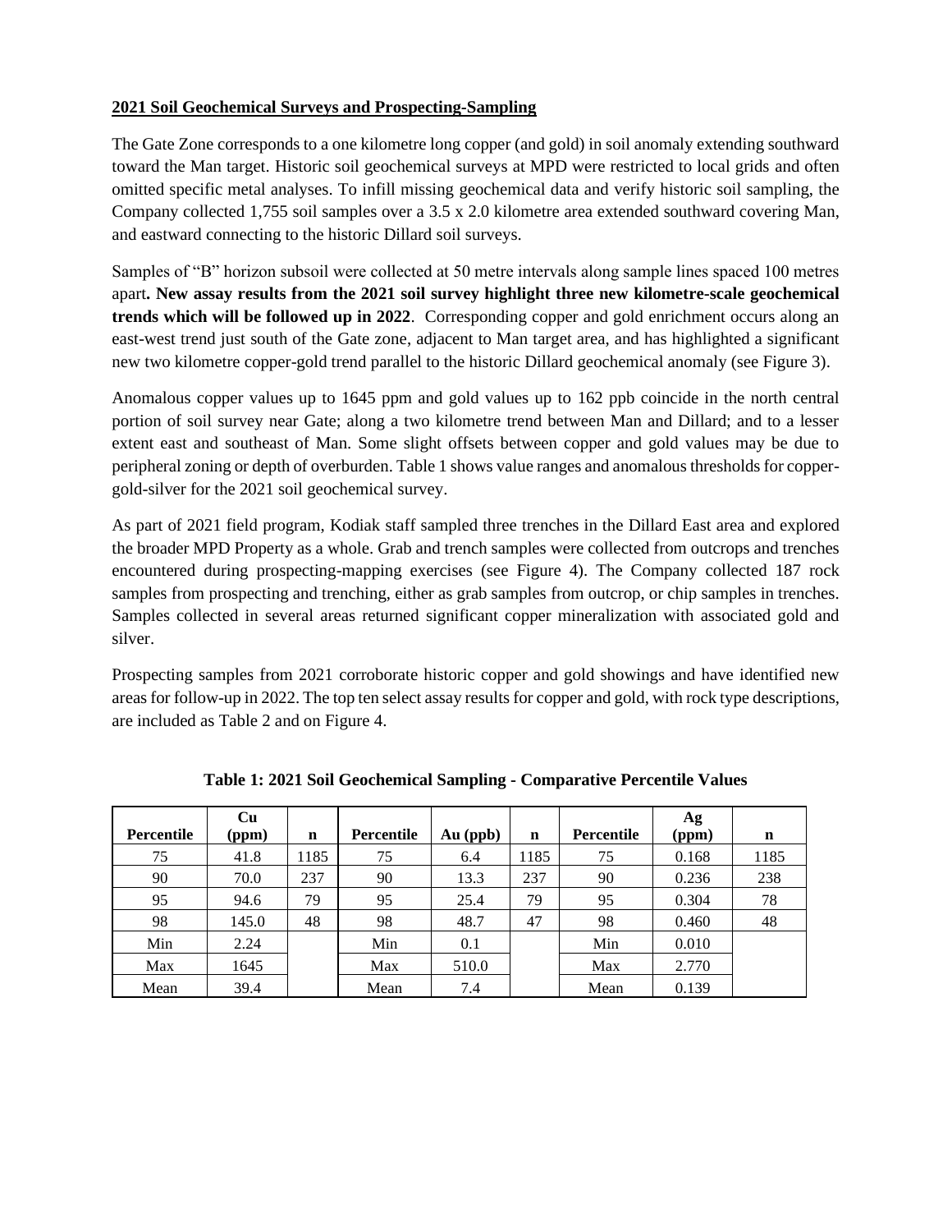**2021 Soil Geochemical Surveys and Prospecting-Sampling**

The Gate Zone corresponds to a one kilometre long copper (and gold) in soil anomaly extending southward toward the Man target. Historic soil geochemical surveys at MPD were restricted to local grids and often omitted specific metal analyses. To infill missing geochemical data and verify historic soil sampling, the Company collected 1,755 soil samples over a 3.5 x 2.0 kilometre area extended southward covering Man, and eastward connecting to the historic Dillard soil surveys.

Samples of "B" horizon subsoil were collected at 50 metre intervals along sample lines spaced 100 metres apart**. New assay results from the 2021 soil survey highlight three new kilometre-scale geochemical trends which will be followed up in 2022**. Corresponding copper and gold enrichment occurs along an east-west trend just south of the Gate zone, adjacent to Man target area, and has highlighted a significant new two kilometre copper-gold trend parallel to the historic Dillard geochemical anomaly (see Figure 3).

Anomalous copper values up to 1645 ppm and gold values up to 162 ppb coincide in the north central portion of soil survey near Gate; along a two kilometre trend between Man and Dillard; and to a lesser extent east and southeast of Man. Some slight offsets between copper and gold values may be due to peripheral zoning or depth of overburden. Table 1 shows value ranges and anomalous thresholds for copper-gold-silver for the 2021 soil geochemical survey.

As part of 2021 field program, Kodiak staff sampled three trenches in the Dillard East area and explored the broader MPD Property as a whole. Grab and trench samples were collected from outcrops and trenches encountered during prospecting-mapping exercises (see Figure 4). The Company collected 187 rock samples from prospecting and trenching, either as grab samples from outcrop, or chip samples in trenches. Samples collected in several areas returned significant copper mineralization with associated gold and silver.

Prospecting samples from 2021 corroborate historic copper and gold showings and have identified new areas for follow-up in 2022. The top ten select assay results for copper and gold, with rock type descriptions, are included as Table 2 and on Figure 4.

**Table 1: 2021 Soil Geochemical Sampling - Comparative Percentile Values**

| Percentile | Cu (ppm) | n | Percentile | Au (ppb) | n | Percentile | Ag (ppm) | n |
|---|---|---|---|---|---|---|---|---|
| 75 | 41.8 | 1185 | 75 | 6.4 | 1185 | 75 | 0.168 | 1185 |
| 90 | 70.0 | 237 | 90 | 13.3 | 237 | 90 | 0.236 | 238 |
| 95 | 94.6 | 79 | 95 | 25.4 | 79 | 95 | 0.304 | 78 |
| 98 | 145.0 | 48 | 98 | 48.7 | 47 | 98 | 0.460 | 48 |
| Min | 2.24 | | Min | 0.1 | | Min | 0.010 | |
| Max | 1645 | | Max | 510.0 | | Max | 2.770 | |
| Mean | 39.4 | | Mean | 7.4 | | Mean | 0.139 | |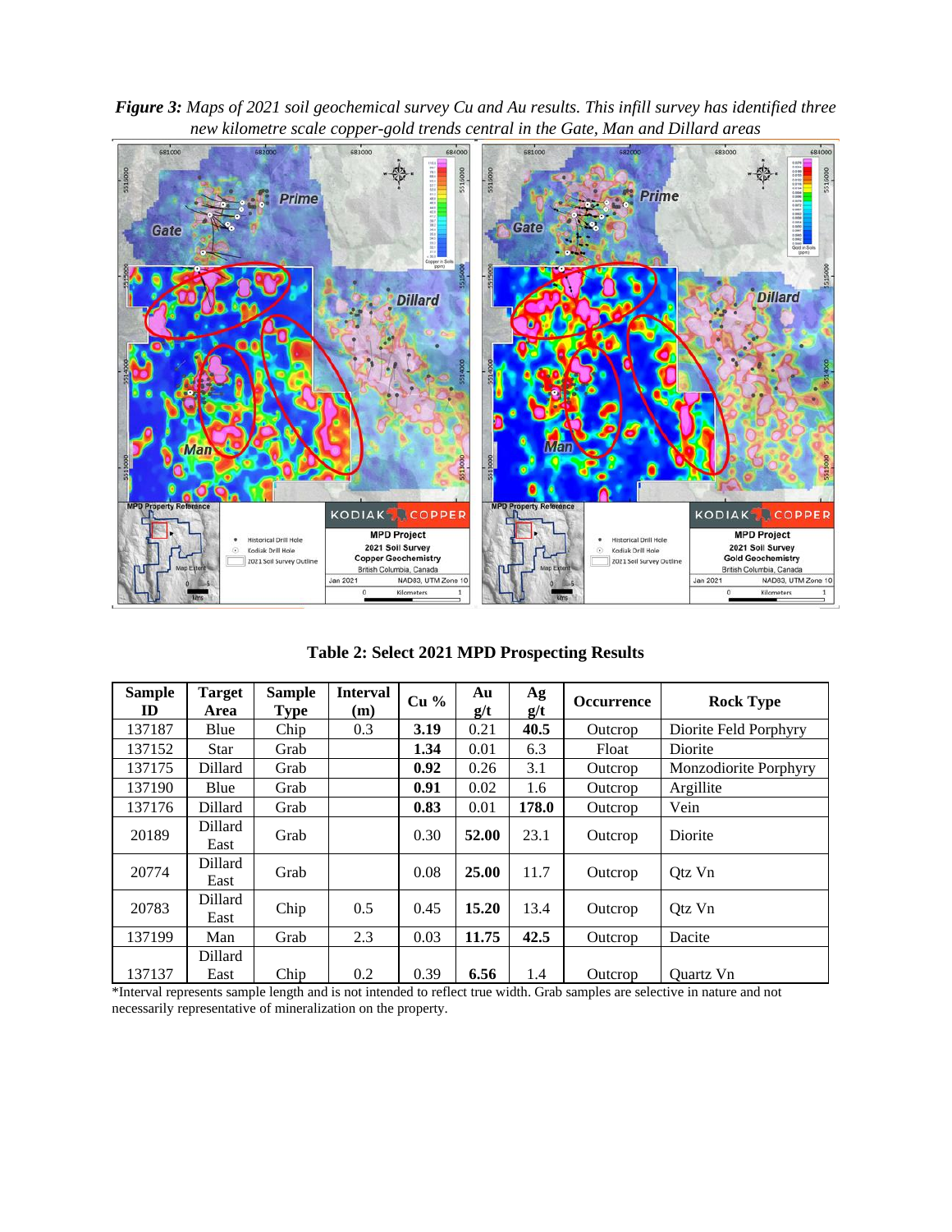***Figure 3:*** *Maps of 2021 soil geochemical survey Cu and Au results. This infill survey has identified three new kilometre scale copper-gold trends central in the Gate, Man and Dillard areas*

**Table 2: Select 2021 MPD Prospecting Results**

| Sample ID | Target Area | Sample Type | Interval (m) | Cu % | Au g/t | Ag g/t | Occurrence | Rock Type |
|---|---|---|---|---|---|---|---|---|
| 137187 | Blue | Chip | 0.3 | **3.19** | 0.21 | **40.5** | Outcrop | Diorite Feld Porphyry |
| 137152 | Star | Grab | | **1.34** | 0.01 | 6.3 | Float | Diorite |
| 137175 | Dillard | Grab | | **0.92** | 0.26 | 3.1 | Outcrop | Monzodiorite Porphyry |
| 137190 | Blue | Grab | | **0.91** | 0.02 | 1.6 | Outcrop | Argillite |
| 137176 | Dillard | Grab | | **0.83** | 0.01 | **178.0** | Outcrop | Vein |
| 20189 | Dillard East | Grab | | 0.30 | **52.00** | 23.1 | Outcrop | Diorite |
| 20774 | Dillard East | Grab | | 0.08 | **25.00** | 11.7 | Outcrop | Qtz Vn |
| 20783 | Dillard East | Chip | 0.5 | 0.45 | **15.20** | 13.4 | Outcrop | Qtz Vn |
| 137199 | Man | Grab | 2.3 | 0.03 | **11.75** | **42.5** | Outcrop | Dacite |
| 137137 | Dillard East | Chip | 0.2 | 0.39 | **6.56** | 1.4 | Outcrop | Quartz Vn |

*Interval represents sample length and is not intended to reflect true width. Grab samples are selective in nature and not necessarily representative of mineralization on the property.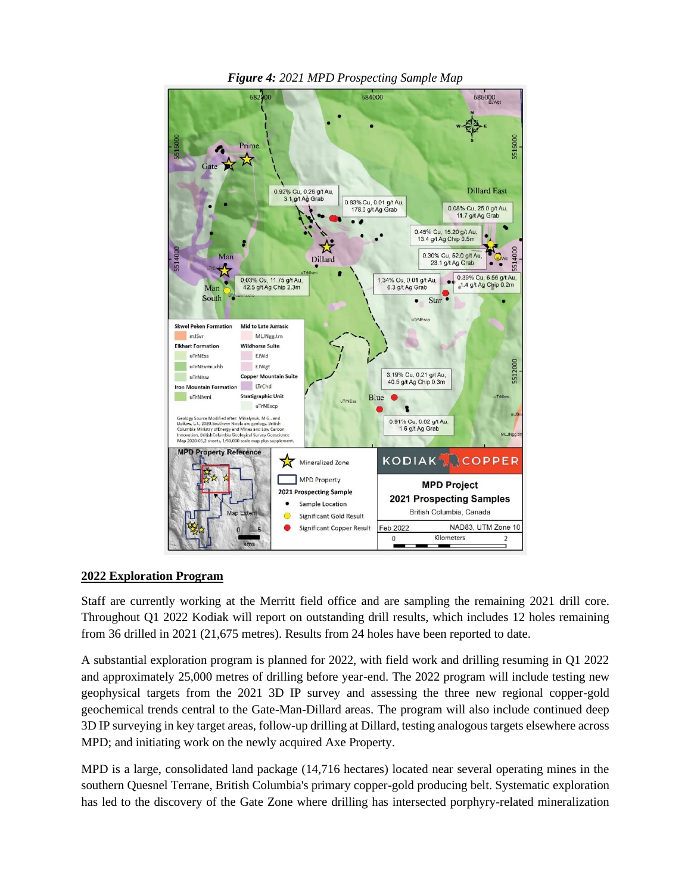***Figure 4:*** *2021 MPD Prospecting Sample Map*

## 2022 Exploration Program

Staff are currently working at the Merritt field office and are sampling the remaining 2021 drill core. Throughout Q1 2022 Kodiak will report on outstanding drill results, which includes 12 holes remaining from 36 drilled in 2021 (21,675 metres). Results from 24 holes have been reported to date.

A substantial exploration program is planned for 2022, with field work and drilling resuming in Q1 2022 and approximately 25,000 metres of drilling before year-end. The 2022 program will include testing new geophysical targets from the 2021 3D IP survey and assessing the three new regional copper-gold geochemical trends central to the Gate-Man-Dillard areas. The program will also include continued deep 3D IP surveying in key target areas, follow-up drilling at Dillard, testing analogous targets elsewhere across MPD; and initiating work on the newly acquired Axe Property.

MPD is a large, consolidated land package (14,716 hectares) located near several operating mines in the southern Quesnel Terrane, British Columbia's primary copper-gold producing belt. Systematic exploration has led to the discovery of the Gate Zone where drilling has intersected porphyry-related mineralization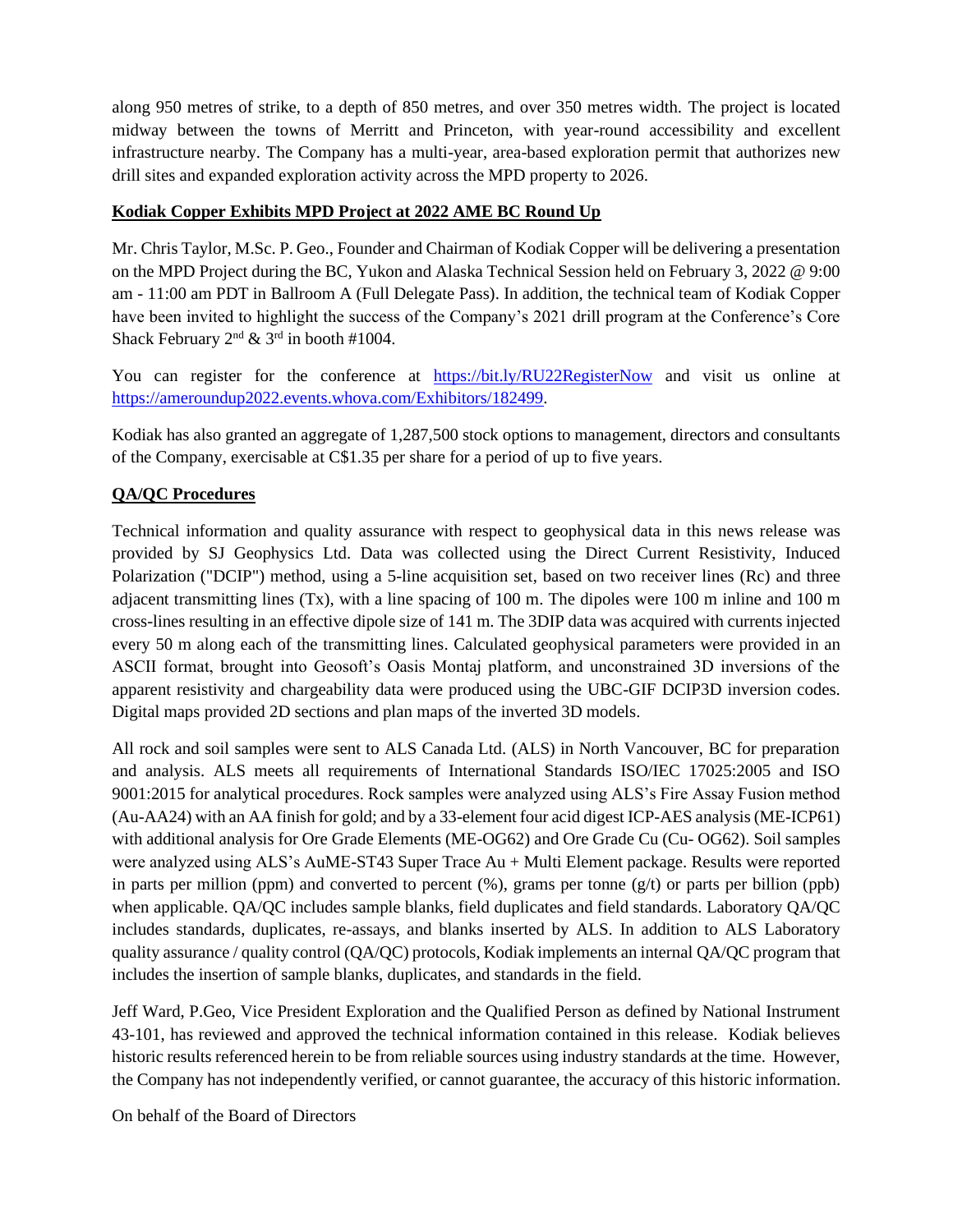along 950 metres of strike, to a depth of 850 metres, and over 350 metres width. The project is located midway between the towns of Merritt and Princeton, with year-round accessibility and excellent infrastructure nearby. The Company has a multi-year, area-based exploration permit that authorizes new drill sites and expanded exploration activity across the MPD property to 2026.

## **Kodiak Copper Exhibits MPD Project at 2022 AME BC Round Up**

Mr. Chris Taylor, M.Sc. P. Geo., Founder and Chairman of Kodiak Copper will be delivering a presentation on the MPD Project during the BC, Yukon and Alaska Technical Session held on February 3, 2022 @ 9:00 am - 11:00 am PDT in Ballroom A (Full Delegate Pass). In addition, the technical team of Kodiak Copper have been invited to highlight the success of the Company's 2021 drill program at the Conference's Core Shack February 2nd & 3rd in booth #1004.

You can register for the conference at [https://bit.ly/RU22RegisterNow](https://bit.ly/RU22RegisterNow) and visit us online at [https://ameroundup2022.events.whova.com/Exhibitors/182499](https://ameroundup2022.events.whova.com/Exhibitors/182499).

Kodiak has also granted an aggregate of 1,287,500 stock options to management, directors and consultants of the Company, exercisable at C$1.35 per share for a period of up to five years.

## **QA/QC Procedures**

Technical information and quality assurance with respect to geophysical data in this news release was provided by SJ Geophysics Ltd. Data was collected using the Direct Current Resistivity, Induced Polarization ("DCIP") method, using a 5-line acquisition set, based on two receiver lines (Rc) and three adjacent transmitting lines (Tx), with a line spacing of 100 m. The dipoles were 100 m inline and 100 m cross-lines resulting in an effective dipole size of 141 m. The 3DIP data was acquired with currents injected every 50 m along each of the transmitting lines. Calculated geophysical parameters were provided in an ASCII format, brought into Geosoft's Oasis Montaj platform, and unconstrained 3D inversions of the apparent resistivity and chargeability data were produced using the UBC-GIF DCIP3D inversion codes. Digital maps provided 2D sections and plan maps of the inverted 3D models.

All rock and soil samples were sent to ALS Canada Ltd. (ALS) in North Vancouver, BC for preparation and analysis. ALS meets all requirements of International Standards ISO/IEC 17025:2005 and ISO 9001:2015 for analytical procedures. Rock samples were analyzed using ALS's Fire Assay Fusion method (Au-AA24) with an AA finish for gold; and by a 33-element four acid digest ICP-AES analysis (ME-ICP61) with additional analysis for Ore Grade Elements (ME-OG62) and Ore Grade Cu (Cu- OG62). Soil samples were analyzed using ALS's AuME-ST43 Super Trace Au + Multi Element package. Results were reported in parts per million (ppm) and converted to percent (%), grams per tonne (g/t) or parts per billion (ppb) when applicable. QA/QC includes sample blanks, field duplicates and field standards. Laboratory QA/QC includes standards, duplicates, re-assays, and blanks inserted by ALS. In addition to ALS Laboratory quality assurance / quality control (QA/QC) protocols, Kodiak implements an internal QA/QC program that includes the insertion of sample blanks, duplicates, and standards in the field.

Jeff Ward, P.Geo, Vice President Exploration and the Qualified Person as defined by National Instrument 43-101, has reviewed and approved the technical information contained in this release. Kodiak believes historic results referenced herein to be from reliable sources using industry standards at the time. However, the Company has not independently verified, or cannot guarantee, the accuracy of this historic information.

On behalf of the Board of Directors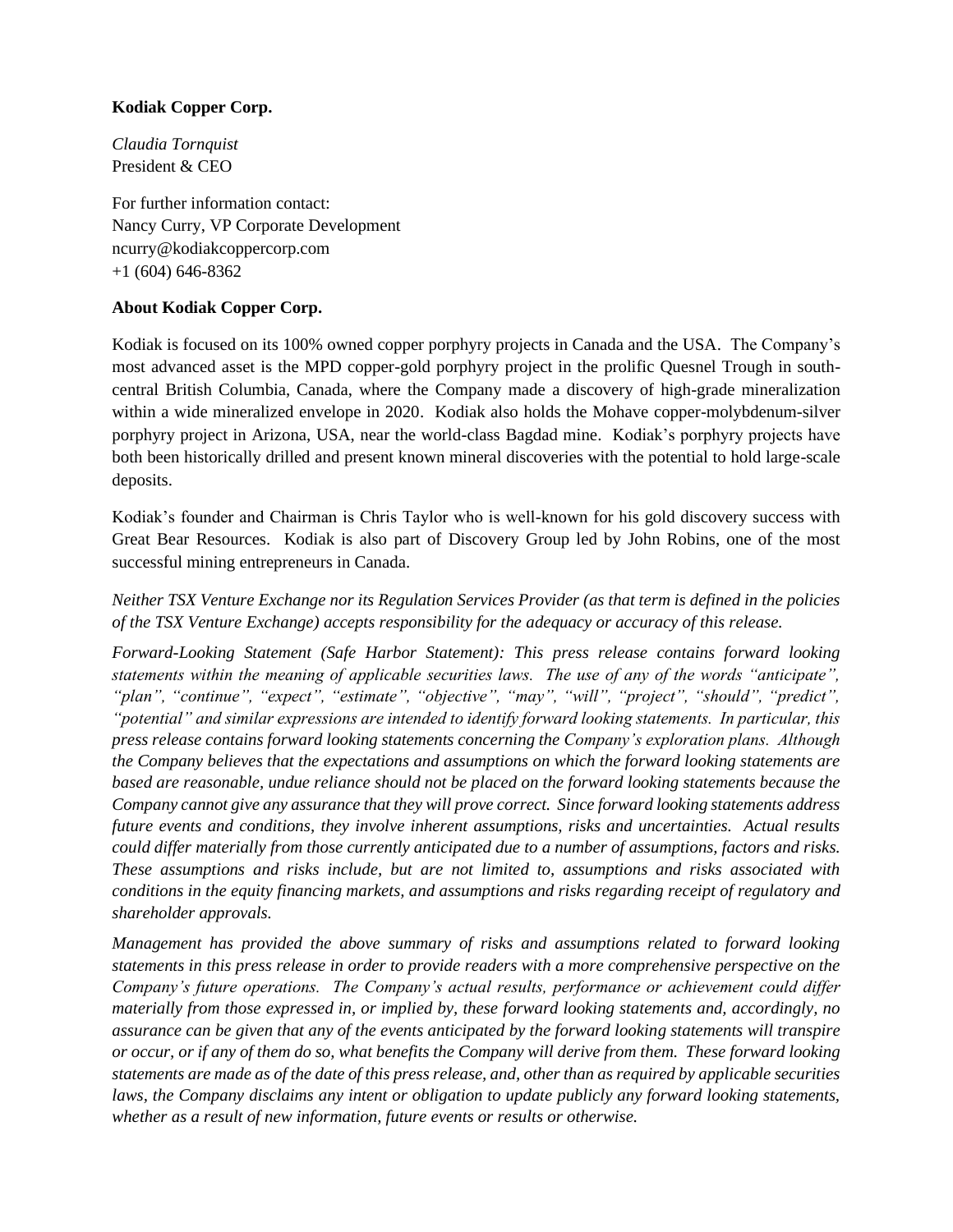**Kodiak Copper Corp.**

*Claudia Tornquist*
President & CEO

For further information contact:
Nancy Curry, VP Corporate Development
ncurry@kodiakcoppercorp.com
+1 (604) 646-8362

**About Kodiak Copper Corp.**

Kodiak is focused on its 100% owned copper porphyry projects in Canada and the USA. The Company's most advanced asset is the MPD copper-gold porphyry project in the prolific Quesnel Trough in south-central British Columbia, Canada, where the Company made a discovery of high-grade mineralization within a wide mineralized envelope in 2020. Kodiak also holds the Mohave copper-molybdenum-silver porphyry project in Arizona, USA, near the world-class Bagdad mine. Kodiak's porphyry projects have both been historically drilled and present known mineral discoveries with the potential to hold large-scale deposits.

Kodiak's founder and Chairman is Chris Taylor who is well-known for his gold discovery success with Great Bear Resources. Kodiak is also part of Discovery Group led by John Robins, one of the most successful mining entrepreneurs in Canada.

*Neither TSX Venture Exchange nor its Regulation Services Provider (as that term is defined in the policies of the TSX Venture Exchange) accepts responsibility for the adequacy or accuracy of this release.*

*Forward-Looking Statement (Safe Harbor Statement): This press release contains forward looking statements within the meaning of applicable securities laws. The use of any of the words "anticipate", "plan", "continue", "expect", "estimate", "objective", "may", "will", "project", "should", "predict", "potential" and similar expressions are intended to identify forward looking statements. In particular, this press release contains forward looking statements concerning the Company's exploration plans. Although the Company believes that the expectations and assumptions on which the forward looking statements are based are reasonable, undue reliance should not be placed on the forward looking statements because the Company cannot give any assurance that they will prove correct. Since forward looking statements address future events and conditions, they involve inherent assumptions, risks and uncertainties. Actual results could differ materially from those currently anticipated due to a number of assumptions, factors and risks. These assumptions and risks include, but are not limited to, assumptions and risks associated with conditions in the equity financing markets, and assumptions and risks regarding receipt of regulatory and shareholder approvals.*

*Management has provided the above summary of risks and assumptions related to forward looking statements in this press release in order to provide readers with a more comprehensive perspective on the Company's future operations. The Company's actual results, performance or achievement could differ materially from those expressed in, or implied by, these forward looking statements and, accordingly, no assurance can be given that any of the events anticipated by the forward looking statements will transpire or occur, or if any of them do so, what benefits the Company will derive from them. These forward looking statements are made as of the date of this press release, and, other than as required by applicable securities laws, the Company disclaims any intent or obligation to update publicly any forward looking statements, whether as a result of new information, future events or results or otherwise.*